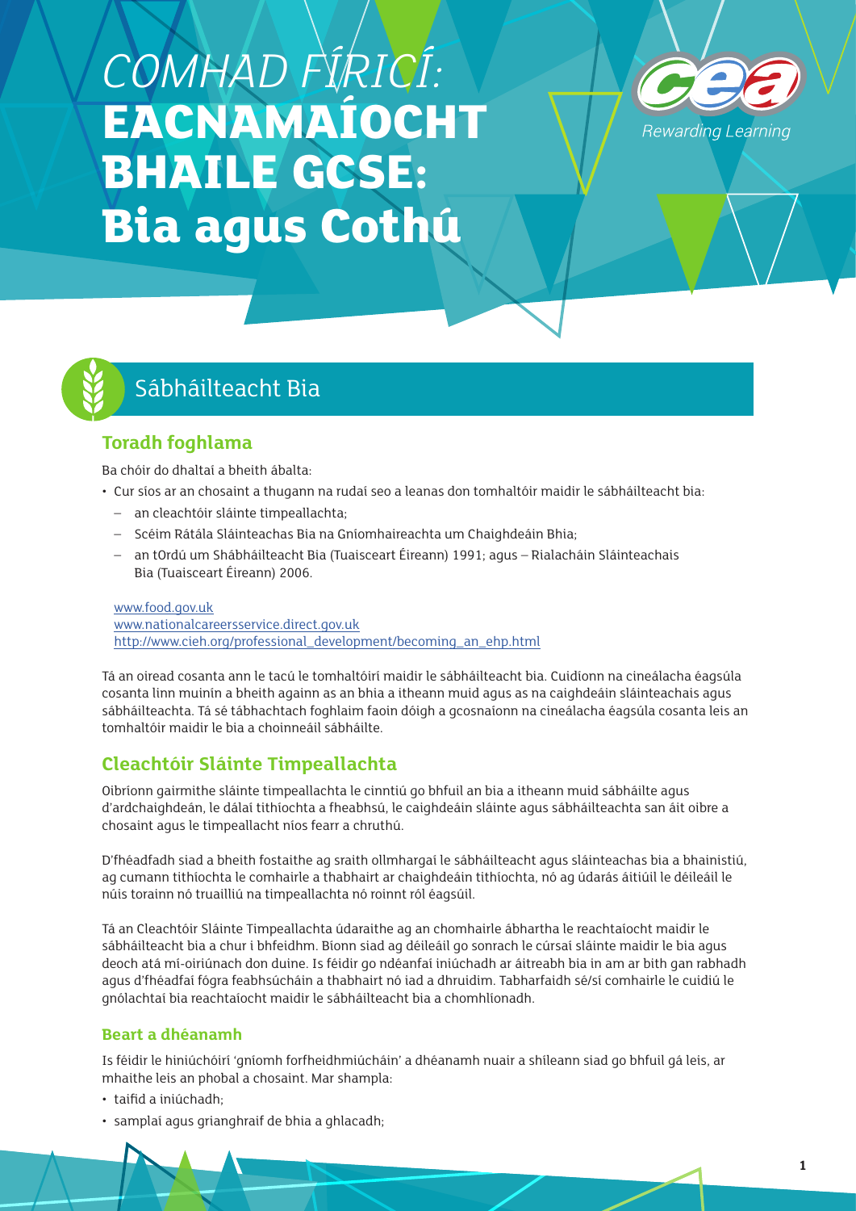# COMHAD FÍRICÍ: **EACNAMAÍOCHT BHAILE GCSE: Bia agus Cothú**

Rewarding Learning

## Sábháilteacht Bia

### Toradh foghlama

Ba chóir do dhaltaí a bheith ábalta:

- Cur síos ar an chosaint a thugann na rudaí seo a leanas don tomhaltóir maidir le sábháilteacht bia:
  - an cleachtóir sláinte timpeallachta;
  - Scéim Rátála Sláinteachas Bia na Gníomhaireachta um Chaighdeáin Bhia;
  - an tOrdú um Shábháilteacht Bia (Tuaisceart Éireann) 1991; agus – Rialacháin Sláinteachais Bia (Tuaisceart Éireann) 2006.

www.food.gov.uk
www.nationalcareersservice.direct.gov.uk
http://www.cieh.org/professional_development/becoming_an_ehp.html

Tá an oiread cosanta ann le tacú le tomhaltóirí maidir le sábháilteacht bia. Cuidíonn na cineálacha éagsúla cosanta linn muinín a bheith againn as an bhia a itheann muid agus as na caighdeáin sláinteachais agus sábháilteachta. Tá sé tábhachtach foghlaim faoin dóigh a gcosnaíonn na cineálacha éagsúla cosanta leis an tomhaltóir maidir le bia a choinneáil sábháilte.

### Cleachtóir Sláinte Timpeallachta

Oibríonn gairmithe sláinte timpeallachta le cinntiú go bhfuil an bia a itheann muid sábháilte agus d'ardchaighdeán, le dálaí tithíochta a fheabhsú, le caighdeáin sláinte agus sábháilteachta san áit oibre a chosaint agus le timpeallacht níos fearr a chruthú.

D'fhéadfadh siad a bheith fostaithe ag sraith ollmhargaí le sábháilteacht agus sláinteachas bia a bhainistiú, ag cumann tithíochta le comhairle a thabhairt ar chaighdeáin tithíochta, nó ag údarás áitiúil le déileáil le núis torainn nó truailliú na timpeallachta nó roinnt ról éagsúil.

Tá an Cleachtóir Sláinte Timpeallachta údaraithe ag an chomhairle ábhartha le reachtaíocht maidir le sábháilteacht bia a chur i bhfeidhm. Bíonn siad ag déileáil go sonrach le cúrsaí sláinte maidir le bia agus deoch atá mí-oiriúnach don duine. Is féidir go ndéanfaí iniúchadh ar áitreabh bia in am ar bith gan rabhadh agus d'fhéadfaí fógra feabhsúcháin a thabhairt nó iad a dhruidim. Tabharfaidh sé/sí comhairle le cuidiú le gnólachtaí bia reachtaíocht maidir le sábháilteacht bia a chomhlíonadh.

#### Beart a dhéanamh

Is féidir le hiniúchóirí 'gníomh forfheidhmiúcháin' a dhéanamh nuair a shíleann siad go bhfuil gá leis, ar mhaithe leis an phobal a chosaint. Mar shampla:

- taifid a iniúchadh;
- samplaí agus grianghraif de bhia a ghlacadh;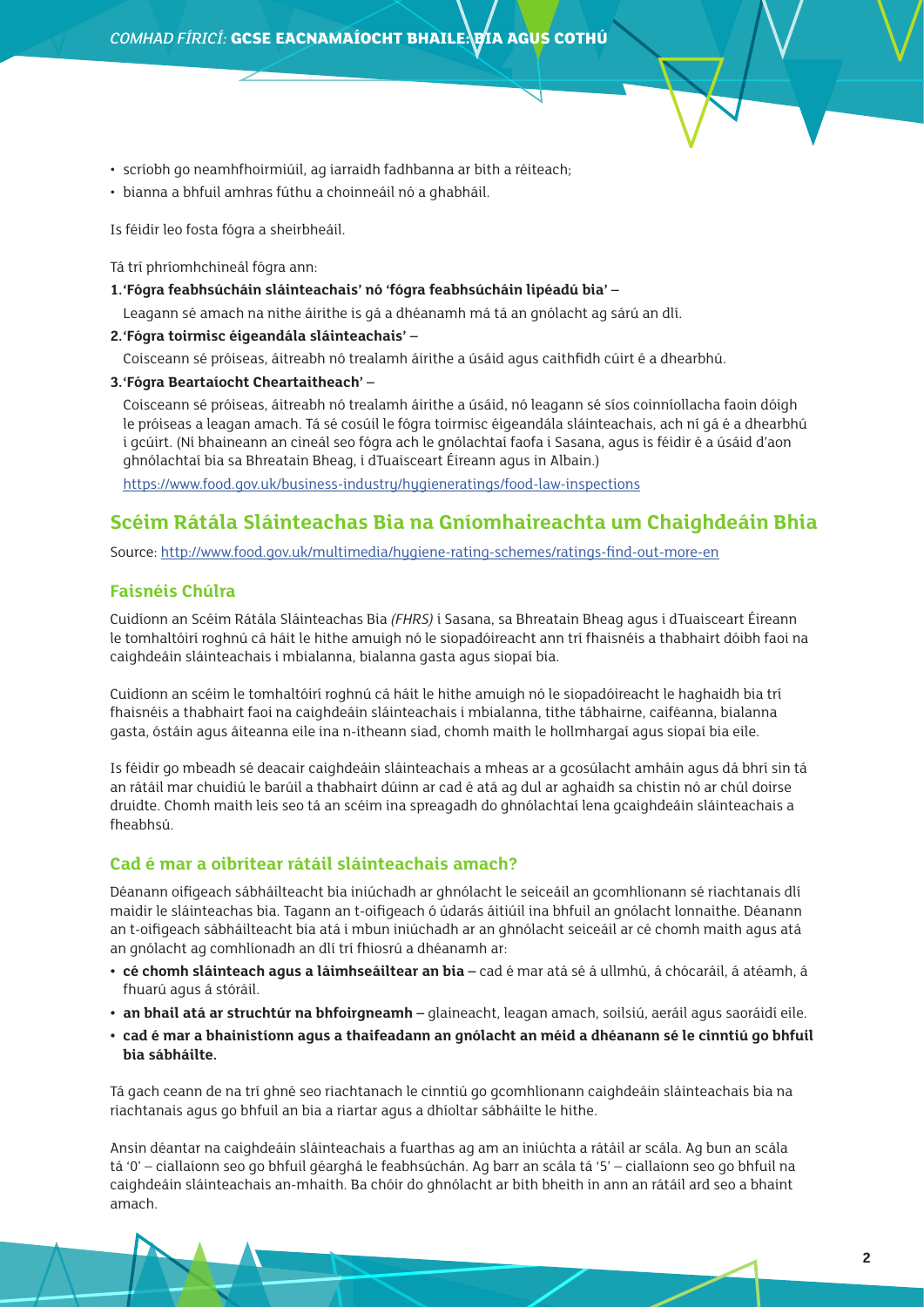- scríobh go neamhfhoirmiúil, ag iarraidh fadhbanna ar bith a réiteach;
- bianna a bhfuil amhras fúthu a choinneáil nó a ghabháil.

Is féidir leo fosta fógra a sheirbheáil.

Tá trí phríomhchineál fógra ann:

1. **'Fógra feabhsúcháin sláinteachais' nó 'fógra feabhsúcháin lipéadú bia'** –

   Leagann sé amach na nithe áirithe is gá a dhéanamh má tá an gnólacht ag sárú an dlí.

2. **'Fógra toirmisc éigeandála sláinteachais'** –

   Coisceann sé próiseas, áitreabh nó trealamh áirithe a úsáid agus caithfidh cúirt é a dhearbhú.

3. **'Fógra Beartaíocht Cheartaitheach'** –

   Coisceann sé próiseas, áitreabh nó trealamh áirithe a úsáid, nó leagann sé síos coinníollacha faoin dóigh le próiseas a leagan amach. Tá sé cosúil le fógra toirmisc éigeandála sláinteachais, ach ní gá é a dhearbhú i gcúirt. (Ní bhaineann an cineál seo fógra ach le gnólachtaí faofa i Sasana, agus is féidir é a úsáid d'aon ghnólachtaí bia sa Bhreatain Bheag, i dTuaisceart Éireann agus in Albain.)

   https://www.food.gov.uk/business-industry/hygieneratings/food-law-inspections

## Scéim Rátála Sláinteachas Bia na Gníomhaireachta um Chaighdeáin Bhia

Source: http://www.food.gov.uk/multimedia/hygiene-rating-schemes/ratings-find-out-more-en

### Faisnéis Chúlra

Cuidíonn an Scéim Rátála Sláinteachas Bia *(FHRS)* i Sasana, sa Bhreatain Bheag agus i dTuaisceart Éireann le tomhaltóirí roghnú cá háit le hithe amuigh nó le siopadóireacht ann trí fhaisnéis a thabhairt dóibh faoi na caighdeáin sláinteachais i mbialanna, bialanna gasta agus siopaí bia.

Cuidíonn an scéim le tomhaltóirí roghnú cá háit le hithe amuigh nó le siopadóireacht le haghaidh bia trí fhaisnéis a thabhairt faoi na caighdeáin sláinteachais i mbialanna, tithe tábhairne, caiféanna, bialanna gasta, óstáin agus áiteanna eile ina n-itheann siad, chomh maith le hollmhargaí agus siopaí bia eile.

Is féidir go mbeadh sé deacair caighdeáin sláinteachais a mheas ar a gcosúlacht amháin agus dá bhrí sin tá an rátáil mar chuidiú le barúil a thabhairt dúinn ar cad é atá ag dul ar aghaidh sa chistin nó ar chúl doirse druidte. Chomh maith leis seo tá an scéim ina spreagadh do ghnólachtaí lena gcaighdeáin sláinteachais a fheabhsú.

### Cad é mar a oibrítear rátáil sláinteachais amach?

Déanann oifigeach sábháilteacht bia iniúchadh ar ghnólacht le seiceáil an gcomhlíonann sé riachtanais dlí maidir le sláinteachas bia. Tagann an t-oifigeach ó údarás áitiúil ina bhfuil an gnólacht lonnaithe. Déanann an t-oifigeach sábháilteacht bia atá i mbun iniúchadh ar an ghnólacht seiceáil ar cé chomh maith agus atá an gnólacht ag comhlíonadh an dlí trí fhiosrú a dhéanamh ar:

- **cé chomh sláinteach agus a láimhseáiltear an bia** – cad é mar atá sé á ullmhú, á chócaráil, á atéamh, á fhuarú agus á stóráil.
- **an bhail atá ar struchtúr na bhfoirgneamh** – glaineacht, leagan amach, soilsiú, aeráil agus saoráidí eile.
- **cad é mar a bhainistíonn agus a thaifeadann an gnólacht an méid a dhéanann sé le cinntiú go bhfuil bia sábháilte.**

Tá gach ceann de na trí ghné seo riachtanach le cinntiú go gcomhlíonann caighdeáin sláinteachais bia na riachtanais agus go bhfuil an bia a riartar agus a dhíoltar sábháilte le hithe.

Ansin déantar na caighdeáin sláinteachais a fuarthas ag am an iniúchta a rátáil ar scála. Ag bun an scála tá '0' – ciallaíonn seo go bhfuil géarghá le feabhsúchán. Ag barr an scála tá '5' – ciallaíonn seo go bhfuil na caighdeáin sláinteachais an-mhaith. Ba chóir do ghnólacht ar bith bheith in ann an rátáil ard seo a bhaint amach.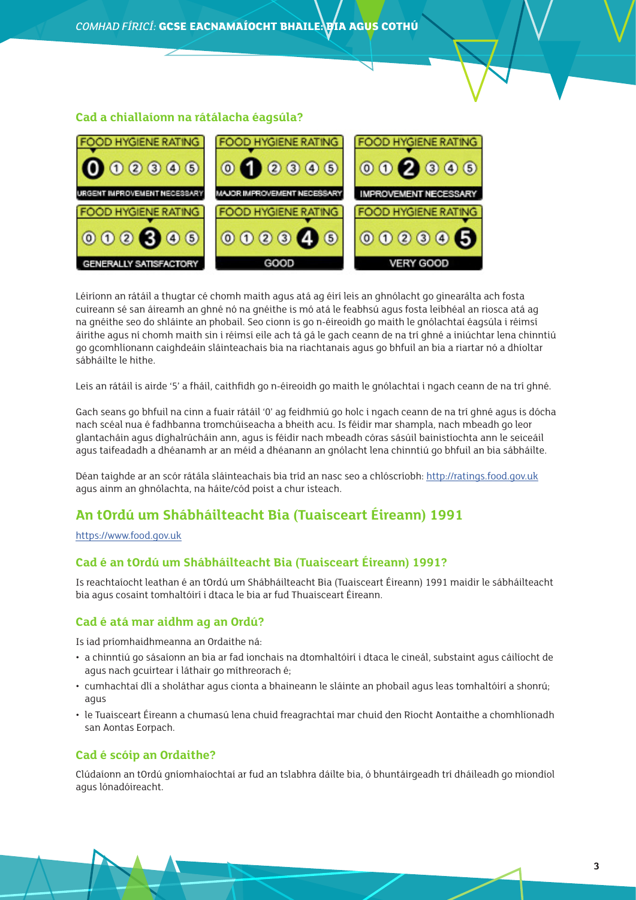### Cad a chiallaíonn na rátálacha éagsúla?

| FOOD HYGIENE RATING | FOOD HYGIENE RATING | FOOD HYGIENE RATING |
|---|---|---|
| 0 — URGENT IMPROVEMENT NECESSARY | 1 — MAJOR IMPROVEMENT NECESSARY | 2 — IMPROVEMENT NECESSARY |
| 3 — GENERALLY SATISFACTORY | 4 — GOOD | 5 — VERY GOOD |

Léiríonn an rátáil a thugtar cé chomh maith agus atá ag éirí leis an ghnólacht go ginearálta ach fosta cuireann sé san áireamh an ghné nó na gnéithe is mó atá le feabhsú agus fosta leibhéal an riosca atá ag na gnéithe seo do shláinte an phobail. Seo cionn is go n-éireoidh go maith le gnólachtaí éagsúla i réimsí áirithe agus ní chomh maith sin i réimsí eile ach tá gá le gach ceann de na trí ghné a iniúchtar lena chinntiú go gcomhlíonann caighdeáin sláinteachais bia na riachtanais agus go bhfuil an bia a riartar nó a dhíoltar sábháilte le hithe.

Leis an rátáil is airde '5' a fháil, caithfidh go n-éireoidh go maith le gnólachtaí i ngach ceann de na trí ghné.

Gach seans go bhfuil na cinn a fuair rátáil '0' ag feidhmiú go holc i ngach ceann de na trí ghné agus is dócha nach scéal nua é fadhbanna tromchúiseacha a bheith acu. Is féidir mar shampla, nach mbeadh go leor glantacháin agus díghalrúcháin ann, agus is féidir nach mbeadh córas sásúil bainistíochta ann le seiceáil agus taifeadadh a dhéanamh ar an méid a dhéanann an gnólacht lena chinntiú go bhfuil an bia sábháilte.

Déan taighde ar an scór rátála sláinteachais bia tríd an nasc seo a chlóscríobh: http://ratings.food.gov.uk agus ainm an ghnólachta, na háite/cód poist a chur isteach.

## An tOrdú um Shábháilteacht Bia (Tuaisceart Éireann) 1991

https://www.food.gov.uk

### Cad é an tOrdú um Shábháilteacht Bia (Tuaisceart Éireann) 1991?

Is reachtaíocht leathan é an tOrdú um Shábháilteacht Bia (Tuaisceart Éireann) 1991 maidir le sábháilteacht bia agus cosaint tomhaltóirí i dtaca le bia ar fud Thuaisceart Éireann.

### Cad é atá mar aidhm ag an Ordú?

Is iad príomhaidhmeanna an Ordaithe ná:

- a chinntiú go sásaíonn an bia ar fad ionchais na dtomhaltóirí i dtaca le cineál, substaint agus cáilíocht de agus nach gcuirtear i láthair go míthreorach é;
- cumhachtaí dlí a sholáthar agus cionta a bhaineann le sláinte an phobail agus leas tomhaltóirí a shonrú; agus
- le Tuaisceart Éireann a chumasú lena chuid freagrachtaí mar chuid den Ríocht Aontaithe a chomhlíonadh san Aontas Eorpach.

### Cad é scóip an Ordaithe?

Clúdaíonn an tOrdú gníomhaíochtaí ar fud an tslabhra dáilte bia, ó bhuntáirgeadh trí dháileadh go miondíol agus lónadóireacht.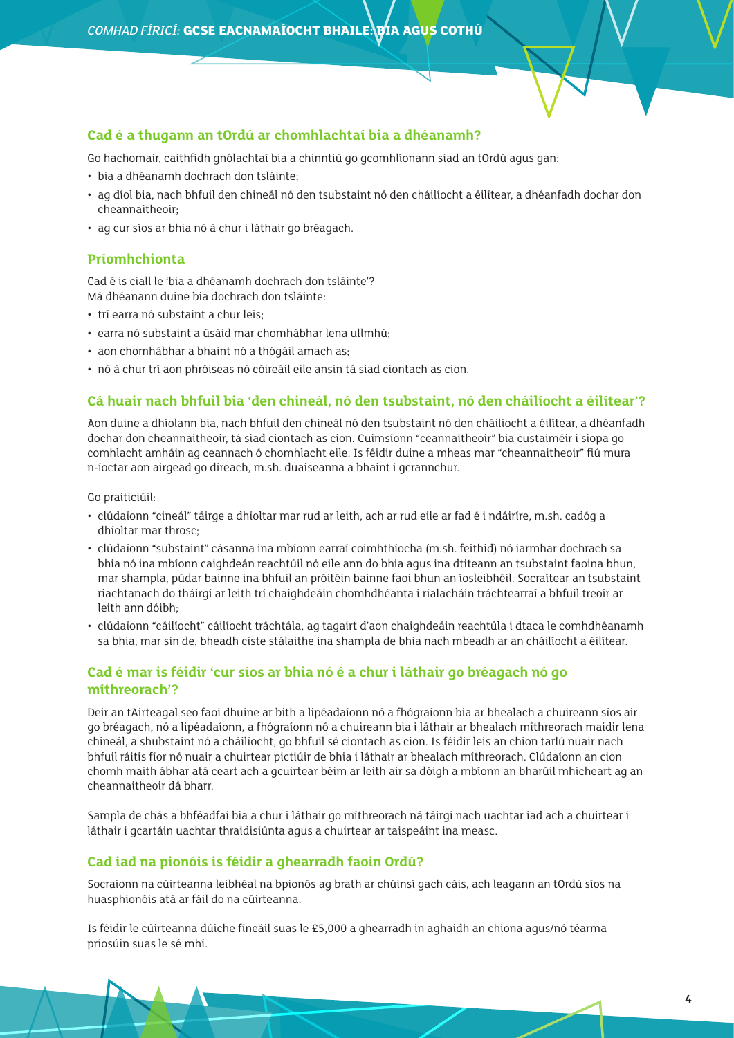## Cad é a thugann an tOrdú ar chomhlachtaí bia a dhéanamh?

Go hachomair, caithfidh gnólachtaí bia a chinntiú go gcomhlíonann siad an tOrdú agus gan:

- bia a dhéanamh dochrach don tsláinte;
- ag díol bia, nach bhfuil den chineál nó den tsubstaint nó den cháilíocht a éilítear, a dhéanfadh dochar don cheannaitheoir;
- ag cur síos ar bhia nó á chur i láthair go bréagach.

## Príomhchionta

Cad é is ciall le 'bia a dhéanamh dochrach don tsláinte'?
Má dhéanann duine bia dochrach don tsláinte:

- trí earra nó substaint a chur leis;
- earra nó substaint a úsáid mar chomhábhar lena ullmhú;
- aon chomhábhar a bhaint nó a thógáil amach as;
- nó á chur trí aon phróiseas nó cóireáil eile ansin tá siad ciontach as cion.

## Cá huair nach bhfuil bia 'den chineál, nó den tsubstaint, nó den cháilíocht a éilítear'?

Aon duine a dhíolann bia, nach bhfuil den chineál nó den tsubstaint nó den cháilíocht a éilítear, a dhéanfadh dochar don cheannaitheoir, tá siad ciontach as cion. Cuimsíonn "ceannaitheoir" bia custaiméir i siopa go comhlacht amháin ag ceannach ó chomhlacht eile. Is féidir duine a mheas mar "cheannaitheoir" fiú mura n-íoctar aon airgead go díreach, m.sh. duaiseanna a bhaint i gcrannchur.

Go praiticiúil:

- clúdaíonn "cineál" táirge a dhíoltar mar rud ar leith, ach ar rud eile ar fad é i ndáiríre, m.sh. cadóg a dhíoltar mar throsc;
- clúdaíonn "substaint" cásanna ina mbíonn earraí coimhthíocha (m.sh. feithid) nó iarmhar dochrach sa bhia nó ina mbíonn caighdeán reachtúil nó eile ann do bhia agus ina dtiteann an tsubstaint faoina bhun, mar shampla, púdar bainne ina bhfuil an próitéin bainne faoi bhun an íosleibhéil. Socraítear an tsubstaint riachtanach do tháirgí ar leith trí chaighdeáin chomhdhéanta i rialacháin tráchtearraí a bhfuil treoir ar leith ann dóibh;
- clúdaíonn "cáilíocht" cáilíocht tráchtála, ag tagairt d'aon chaighdeáin reachtúla i dtaca le comhdhéanamh sa bhia, mar sin de, bheadh císte stálaithe ina shampla de bhia nach mbeadh ar an cháilíocht a éilítear.

## Cad é mar is féidir 'cur síos ar bhia nó é a chur i láthair go bréagach nó go míthreorach'?

Deir an tAirteagal seo faoi dhuine ar bith a lipéadaíonn nó a fhógraíonn bia ar bhealach a chuireann síos air go bréagach, nó a lipéadaíonn, a fhógraíonn nó a chuireann bia i láthair ar bhealach míthreorach maidir lena chineál, a shubstaint nó a cháilíocht, go bhfuil sé ciontach as cion. Is féidir leis an chion tarlú nuair nach bhfuil ráitis fíor nó nuair a chuirtear pictiúir de bhia i láthair ar bhealach míthreorach. Clúdaíonn an cion chomh maith ábhar atá ceart ach a gcuirtear béim ar leith air sa dóigh a mbíonn an bharúil mhícheart ag an cheannaitheoir dá bharr.

Sampla de chás a bhféadfaí bia a chur i láthair go míthreorach ná táirgí nach uachtar iad ach a chuirtear i láthair i gcartáin uachtar thraidisiúnta agus a chuirtear ar taispeáint ina measc.

## Cad iad na pionóis is féidir a ghearradh faoin Ordú?

Socraíonn na cúirteanna leibhéal na bpionós ag brath ar chúinsí gach cáis, ach leagann an tOrdú síos na huasphionóis atá ar fáil do na cúirteanna.

Is féidir le cúirteanna dúiche fíneáil suas le £5,000 a ghearradh in aghaidh an chiona agus/nó téarma príosúin suas le sé mhí.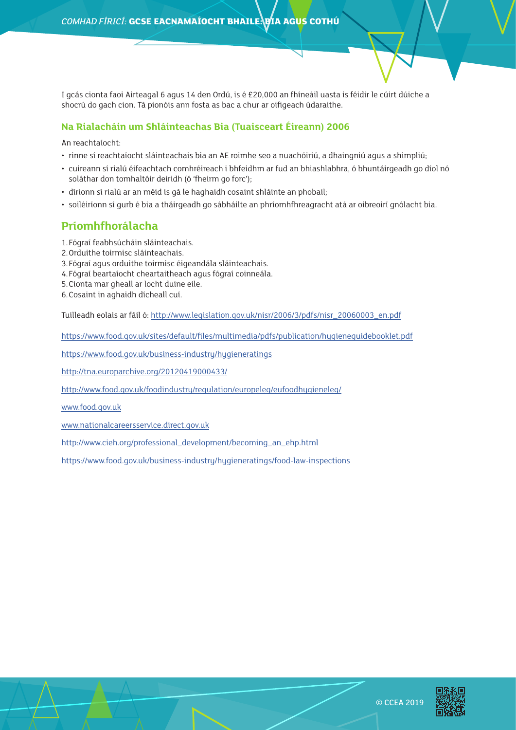I gcás cionta faoi Airteagal 6 agus 14 den Ordú, is é £20,000 an fhíneáil uasta is féidir le cúirt dúiche a shocrú do gach cion. Tá pionóis ann fosta as bac a chur ar oifigeach údaraithe.

### Na Rialacháin um Shláinteachas Bia (Tuaisceart Éireann) 2006

An reachtaíocht:

- rinne sí reachtaíocht sláinteachais bia an AE roimhe seo a nuachóiriú, a dhaingniú agus a shimpliú;
- cuireann sí rialú éifeachtach comhréireach i bhfeidhm ar fud an bhiashlabhra, ó bhuntáirgeadh go díol nó soláthar don tomhaltóir deiridh (ó 'fheirm go forc');
- díríonn sí rialú ar an méid is gá le haghaidh cosaint shláinte an phobail;
- soiléiríonn sí gurb é bia a tháirgeadh go sábháilte an phríomhfhreagracht atá ar oibreoirí gnólacht bia.

## Príomhfhorálacha

1. Fógraí feabhsúcháin sláinteachais.
2. Orduithe toirmisc sláinteachais.
3. Fógraí agus orduithe toirmisc éigeandála sláinteachais.
4. Fógraí beartaíocht cheartaitheach agus fógraí coinneála.
5. Cionta mar gheall ar locht duine eile.
6. Cosaint in aghaidh dícheall cuí.

Tuilleadh eolais ar fáil ó: http://www.legislation.gov.uk/nisr/2006/3/pdfs/nisr_20060003_en.pdf

https://www.food.gov.uk/sites/default/files/multimedia/pdfs/publication/hygieneguidebooklet.pdf

https://www.food.gov.uk/business-industry/hygieneratings

http://tna.europarchive.org/20120419000433/

http://www.food.gov.uk/foodindustry/regulation/europeleg/eufoodhygieneleg/

www.food.gov.uk

www.nationalcareersservice.direct.gov.uk

http://www.cieh.org/professional_development/becoming_an_ehp.html

https://www.food.gov.uk/business-industry/hygieneratings/food-law-inspections

© CCEA 2019